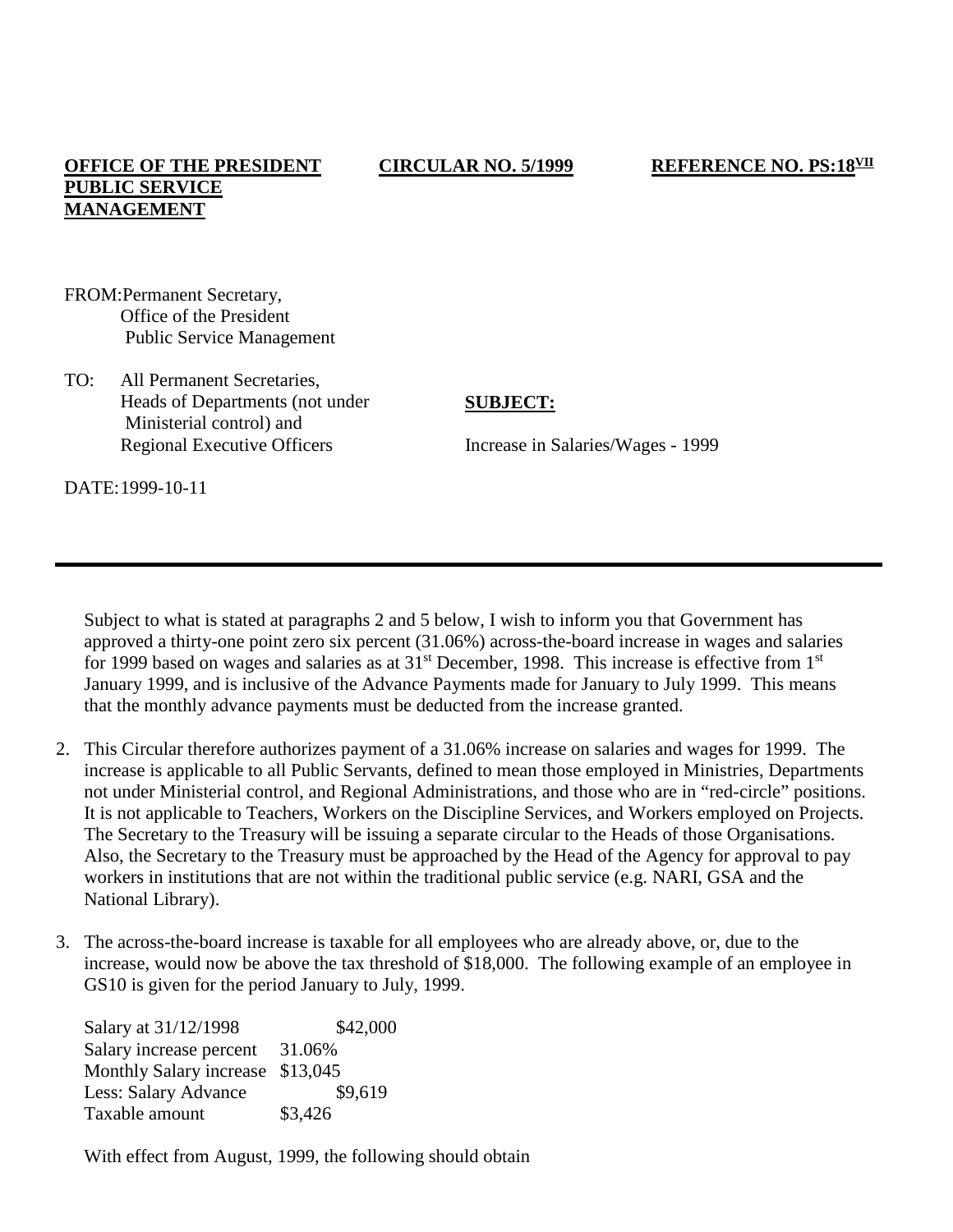**OFFICE OF THE PRESIDENT PUBLIC SERVICE MANAGEMENT** | **CIRCULAR NO. 5/1999** | **REFERENCE NO. PS:18[VII]**

FROM: Permanent Secretary,
Office of the President
Public Service Management

TO: All Permanent Secretaries,
Heads of Departments (not under Ministerial control) and
Regional Executive Officers

**SUBJECT:**

Increase in Salaries/Wages - 1999

DATE: 1999-10-11

---

Subject to what is stated at paragraphs 2 and 5 below, I wish to inform you that Government has approved a thirty-one point zero six percent (31.06%) across-the-board increase in wages and salaries for 1999 based on wages and salaries as at 31st December, 1998. This increase is effective from 1st January 1999, and is inclusive of the Advance Payments made for January to July 1999. This means that the monthly advance payments must be deducted from the increase granted.

2. This Circular therefore authorizes payment of a 31.06% increase on salaries and wages for 1999. The increase is applicable to all Public Servants, defined to mean those employed in Ministries, Departments not under Ministerial control, and Regional Administrations, and those who are in "red-circle" positions. It is not applicable to Teachers, Workers on the Discipline Services, and Workers employed on Projects. The Secretary to the Treasury will be issuing a separate circular to the Heads of those Organisations. Also, the Secretary to the Treasury must be approached by the Head of the Agency for approval to pay workers in institutions that are not within the traditional public service (e.g. NARI, GSA and the National Library).

3. The across-the-board increase is taxable for all employees who are already above, or, due to the increase, would now be above the tax threshold of $18,000. The following example of an employee in GS10 is given for the period January to July, 1999.

| | | |
|---|---|---|
| Salary at 31/12/1998 | | $42,000 |
| Salary increase percent | 31.06% | |
| Monthly Salary increase | $13,045 | |
| Less: Salary Advance | | $9,619 |
| Taxable amount | $3,426 | |

With effect from August, 1999, the following should obtain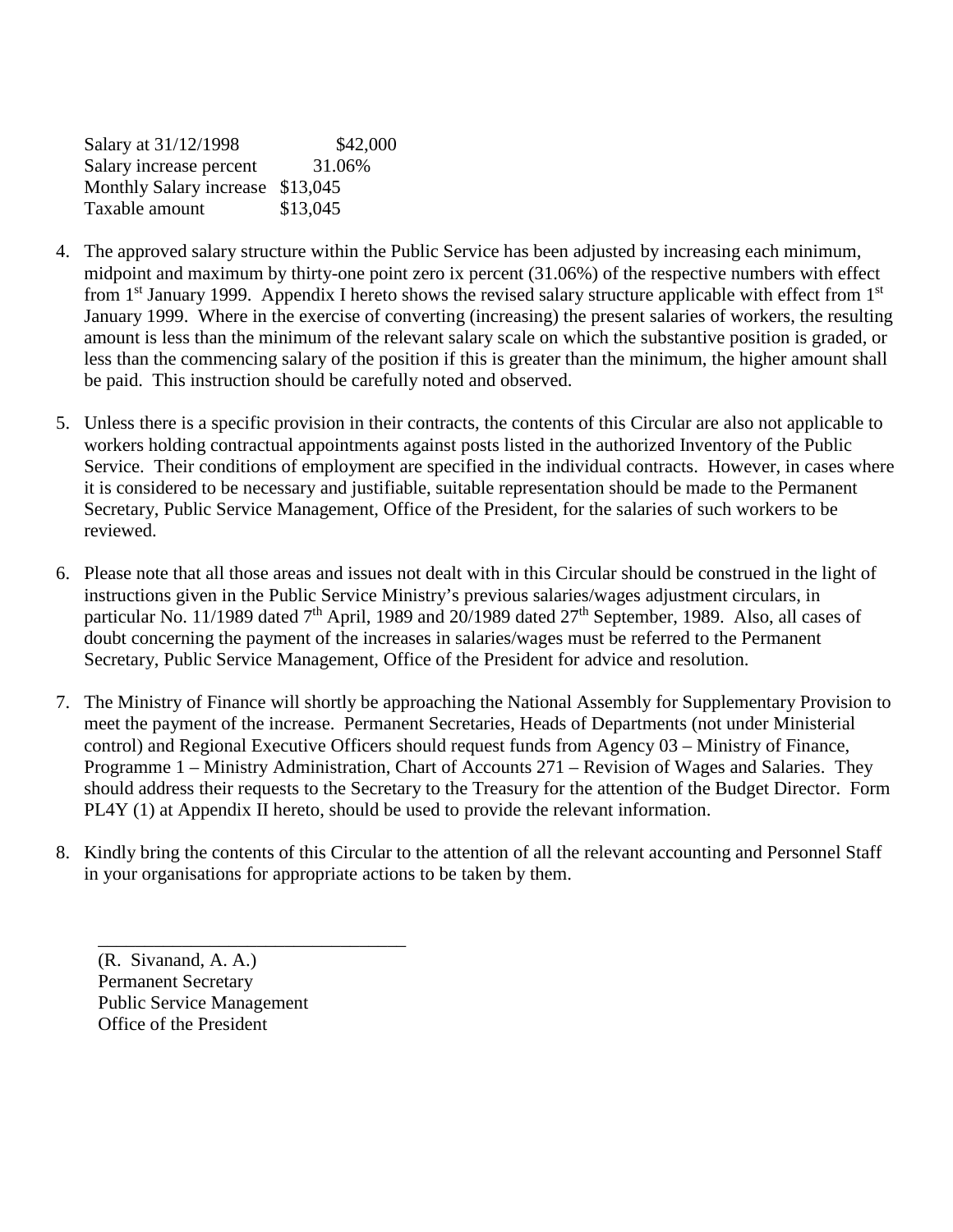| | |
|---|---|
| Salary at 31/12/1998 | $42,000 |
| Salary increase percent | 31.06% |
| Monthly Salary increase | $13,045 |
| Taxable amount | $13,045 |

4. The approved salary structure within the Public Service has been adjusted by increasing each minimum, midpoint and maximum by thirty-one point zero ix percent (31.06%) of the respective numbers with effect from 1st January 1999. Appendix I hereto shows the revised salary structure applicable with effect from 1st January 1999. Where in the exercise of converting (increasing) the present salaries of workers, the resulting amount is less than the minimum of the relevant salary scale on which the substantive position is graded, or less than the commencing salary of the position if this is greater than the minimum, the higher amount shall be paid. This instruction should be carefully noted and observed.

5. Unless there is a specific provision in their contracts, the contents of this Circular are also not applicable to workers holding contractual appointments against posts listed in the authorized Inventory of the Public Service. Their conditions of employment are specified in the individual contracts. However, in cases where it is considered to be necessary and justifiable, suitable representation should be made to the Permanent Secretary, Public Service Management, Office of the President, for the salaries of such workers to be reviewed.

6. Please note that all those areas and issues not dealt with in this Circular should be construed in the light of instructions given in the Public Service Ministry's previous salaries/wages adjustment circulars, in particular No. 11/1989 dated 7th April, 1989 and 20/1989 dated 27th September, 1989. Also, all cases of doubt concerning the payment of the increases in salaries/wages must be referred to the Permanent Secretary, Public Service Management, Office of the President for advice and resolution.

7. The Ministry of Finance will shortly be approaching the National Assembly for Supplementary Provision to meet the payment of the increase. Permanent Secretaries, Heads of Departments (not under Ministerial control) and Regional Executive Officers should request funds from Agency 03 – Ministry of Finance, Programme 1 – Ministry Administration, Chart of Accounts 271 – Revision of Wages and Salaries. They should address their requests to the Secretary to the Treasury for the attention of the Budget Director. Form PL4Y (1) at Appendix II hereto, should be used to provide the relevant information.

8. Kindly bring the contents of this Circular to the attention of all the relevant accounting and Personnel Staff in your organisations for appropriate actions to be taken by them.

\_\_\_\_\_\_\_\_\_\_\_\_\_\_\_\_\_\_\_\_\_\_\_\_\_\_\_\_\_\_\_\_\_\_

(R. Sivanand, A. A.)
Permanent Secretary
Public Service Management
Office of the President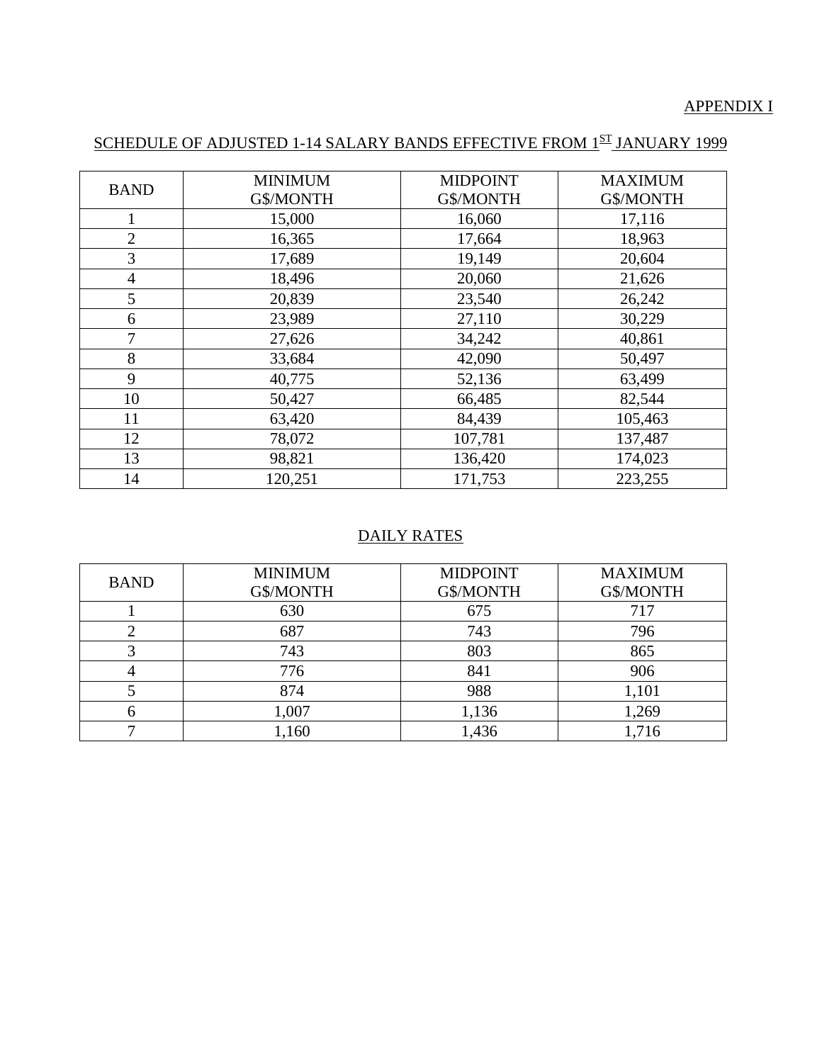APPENDIX I

## SCHEDULE OF ADJUSTED 1-14 SALARY BANDS EFFECTIVE FROM 1ST JANUARY 1999

| BAND | MINIMUM G$/MONTH | MIDPOINT G$/MONTH | MAXIMUM G$/MONTH |
|---|---|---|---|
| 1 | 15,000 | 16,060 | 17,116 |
| 2 | 16,365 | 17,664 | 18,963 |
| 3 | 17,689 | 19,149 | 20,604 |
| 4 | 18,496 | 20,060 | 21,626 |
| 5 | 20,839 | 23,540 | 26,242 |
| 6 | 23,989 | 27,110 | 30,229 |
| 7 | 27,626 | 34,242 | 40,861 |
| 8 | 33,684 | 42,090 | 50,497 |
| 9 | 40,775 | 52,136 | 63,499 |
| 10 | 50,427 | 66,485 | 82,544 |
| 11 | 63,420 | 84,439 | 105,463 |
| 12 | 78,072 | 107,781 | 137,487 |
| 13 | 98,821 | 136,420 | 174,023 |
| 14 | 120,251 | 171,753 | 223,255 |

## DAILY RATES

| BAND | MINIMUM G$/MONTH | MIDPOINT G$/MONTH | MAXIMUM G$/MONTH |
|---|---|---|---|
| 1 | 630 | 675 | 717 |
| 2 | 687 | 743 | 796 |
| 3 | 743 | 803 | 865 |
| 4 | 776 | 841 | 906 |
| 5 | 874 | 988 | 1,101 |
| 6 | 1,007 | 1,136 | 1,269 |
| 7 | 1,160 | 1,436 | 1,716 |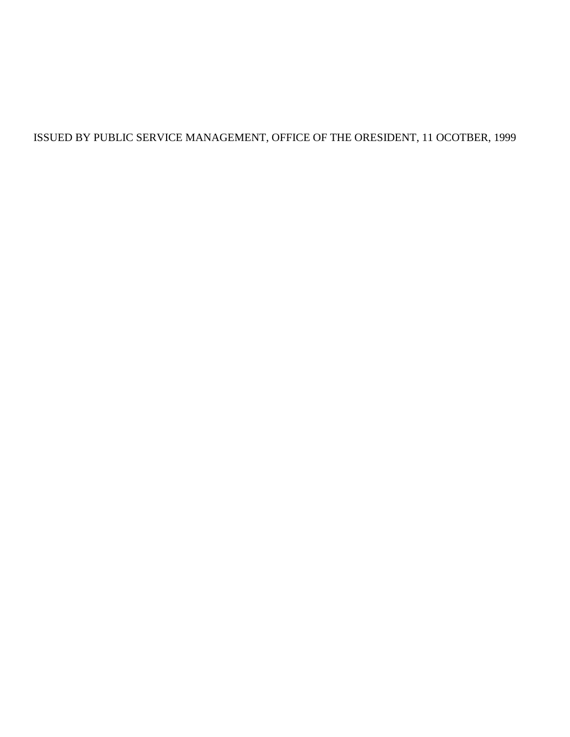ISSUED BY PUBLIC SERVICE MANAGEMENT, OFFICE OF THE ORESIDENT, 11 OCOTBER, 1999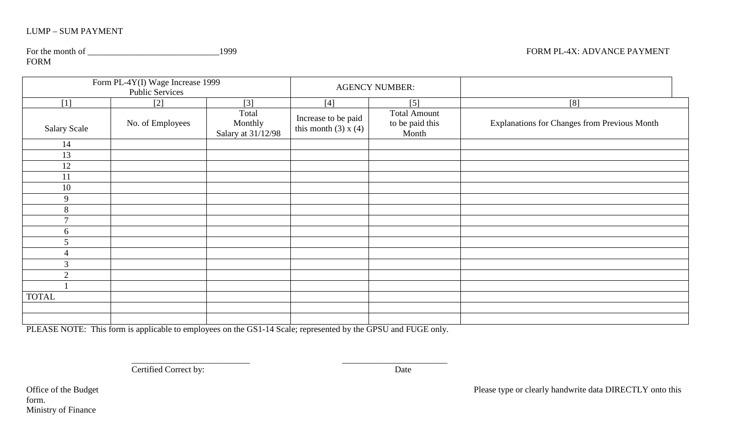LUMP – SUM PAYMENT

For the month of ______________________________1999

FORM PL-4X: ADVANCE PAYMENT FORM

| Form PL-4Y(I) Wage Increase 1999 Public Services | | | AGENCY NUMBER: | | |
|---|---|---|---|---|---|
| [1] | [2] | [3] | [4] | [5] | [8] |
| Salary Scale | No. of Employees | Total Monthly Salary at 31/12/98 | Increase to be paid this month (3) x (4) | Total Amount to be paid this Month | Explanations for Changes from Previous Month |
| 14 | | | | | |
| 13 | | | | | |
| 12 | | | | | |
| 11 | | | | | |
| 10 | | | | | |
| 9 | | | | | |
| 8 | | | | | |
| 7 | | | | | |
| 6 | | | | | |
| 5 | | | | | |
| 4 | | | | | |
| 3 | | | | | |
| 2 | | | | | |
| 1 | | | | | |
| TOTAL | | | | | |
| | | | | | |
| | | | | | |

PLEASE NOTE: This form is applicable to employees on the GS1-14 Scale; represented by the GPSU and FUGE only.

___________________________ Certified Correct by:

________________________ Date

Office of the Budget
Ministry of Finance

Please type or clearly handwrite data DIRECTLY onto this form.